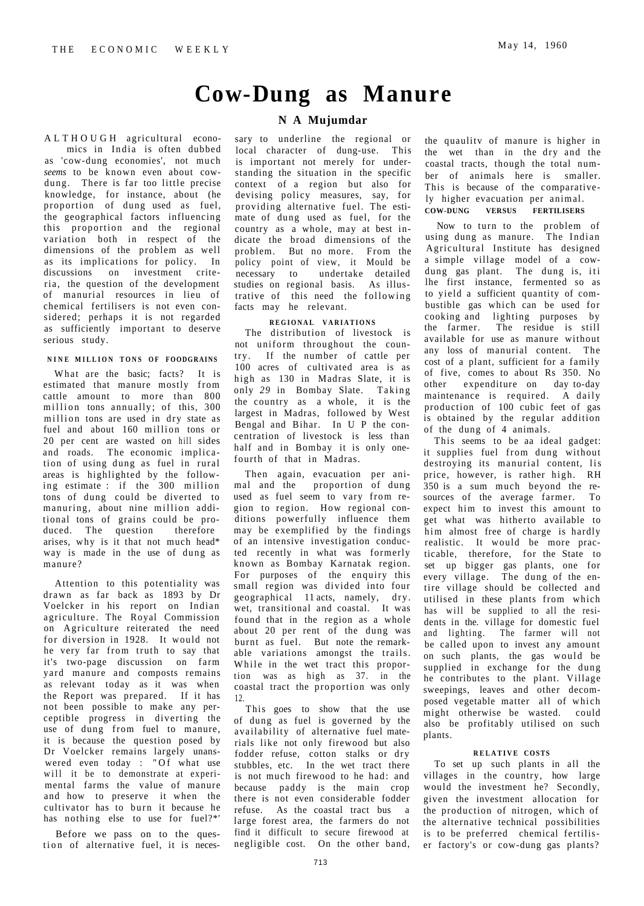# Cow-Dung as Manure

**N A Mujumdar**

ALTHOUGH agricultural economics in India is often dubbed as 'cow-dung economies', not much *seems* to be known even about cow-dung. There is far too little precise knowledge, for instance, about (he proportion of dung used as fuel, the geographical factors influencing this proportion and the regional variation both in respect of the dimensions of the problem as well as its implications for policy. In discussions on investment criteria, the question of the development of manurial resources in lieu of chemical fertilisers is not even considered; perhaps it is not regarded as sufficiently important to deserve serious study.

### NINE MILLION TONS OF FOODGRAINS

What are the basic; facts? It is estimated that manure mostly from cattle amount to more than 800 million tons annually; of this, 300 million tons are used in dry state as fuel and about 160 million tons or 20 per cent are wasted on hill sides and roads. The economic implication of using dung as fuel in rural areas is highlighted by the following estimate : if the 300 million tons of dung could be diverted to manuring, about nine million additional tons of grains could be produced. The question therefore arises, why is it that not much head* way is made in the use of dung as manure?

Attention to this potentiality was drawn as far back as 1893 by Dr Voelcker in his report on Indian agriculture. The Royal Commission on Agriculture reiterated the need for diversion in 1928. It would not he very far from truth to say that it's two-page discussion on farm yard manure and composts remains as relevant today as it was when the Report was prepared. If it has not been possible to make any perceptible progress in diverting the use of dung from fuel to manure, it is because the question posed by Dr Voelcker remains largely unanswered even today : "Of what use will it be to demonstrate at experimental farms the value of manure and how to preserve it when the cultivator has to burn it because he has nothing else to use for fuel?*'

Before we pass on to the question of alternative fuel, it is necessary to underline the regional or local character of dung-use. This is important not merely for understanding the situation in the specific context of a region but also for devising policy measures, say, for providing alternative fuel. The estimate of dung used as fuel, for the country as a whole, may at best indicate the broad dimensions of the problem. But no more. From the policy point of view, it Mould be necessary to undertake detailed studies on regional basis. As illustrative of this need the following facts may he relevant.

### REGIONAL VARIATIONS

The distribution of livestock is not uniform throughout the country. If the number of cattle per 100 acres of cultivated area is as high as 130 in Madras Slate, it is only *29* in Bombay Slate. Taking the country as a whole, it is the largest in Madras, followed by West Bengal and Bihar. In U P the concentration of livestock is less than half and in Bombay it is only one-fourth of that in Madras.

Then again, evacuation per animal and the proportion of dung used as fuel seem to vary from region to region. How regional conditions powerfully influence them may be exemplified by the findings of an intensive investigation conducted recently in what was formerly known as Bombay Karnatak region. For purposes of the enquiry this small region was divided into four geographical 11 acts, namely, dry. wet, transitional and coastal. It was found that in the region as a whole about 20 per rent of the dung was burnt as fuel. But note the remarkable variations amongst the trails. While in the wet tract this proportion was as high as 37. in the coastal tract the proportion was only 12.

This goes to show that the use of dung as fuel is governed by the availability of alternative fuel materials like not only firewood but also fodder refuse, cotton stalks or dry stubbles, etc. In the wet tract there is not much firewood to he had: and because paddy is the main crop there is not even considerable fodder refuse. As the coastal tract bus a large forest area, the farmers do not find it difficult to secure firewood at negligible cost. On the other band, the quaulitv of manure is higher in the wet than in the dry and the coastal tracts, though the total number of animals here is smaller. This is because of the comparatively higher evacuation per animal.

### COW-DUNG VERSUS FERTILISERS

Now to turn to the problem of using dung as manure. The Indian Agricultural Institute has designed a simple village model of a cow-dung gas plant. The dung is, iti lhe first instance, fermented so as to yield a sufficient quantity of combustible gas which can be used for cooking and lighting purposes by the farmer. The residue is still available for use as manure without any loss of manurial content. The cost of a plant, sufficient for a family of five, comes to about Rs 350. No other expenditure on day to-day maintenance is required. A daily production of 100 cubic feet of gas is obtained by the regular addition of the dung of 4 animals.

This seems to be aa ideal gadget: it supplies fuel from dung without destroying its manurial content, lis price, however, is rather high. RH 350 is a sum much beyond the resources of the average farmer. To expect him to invest this amount to get what was hitherto available to him almost free of charge is hardly realistic. It would be more practicable, therefore, for the State to set up bigger gas plants, one for every village. The dung of the entire village should be collected and utilised in these plants from which has will be supplied to all the residents in the. village for domestic fuel and lighting. The farmer will not be called upon to invest any amount on such plants, the gas would be supplied in exchange for the dung he contributes to the plant. Village sweepings, leaves and other decomposed vegetable matter all of which might otherwise be wasted. could also be profitably utilised on such plants.

### RELATIVE COSTS

To set up such plants in all the villages in the country, how large would the investment he? Secondly, given the investment allocation for the production of nitrogen, which of the alternative technical possibilities is to be preferred chemical fertiliser factory's or cow-dung gas plants?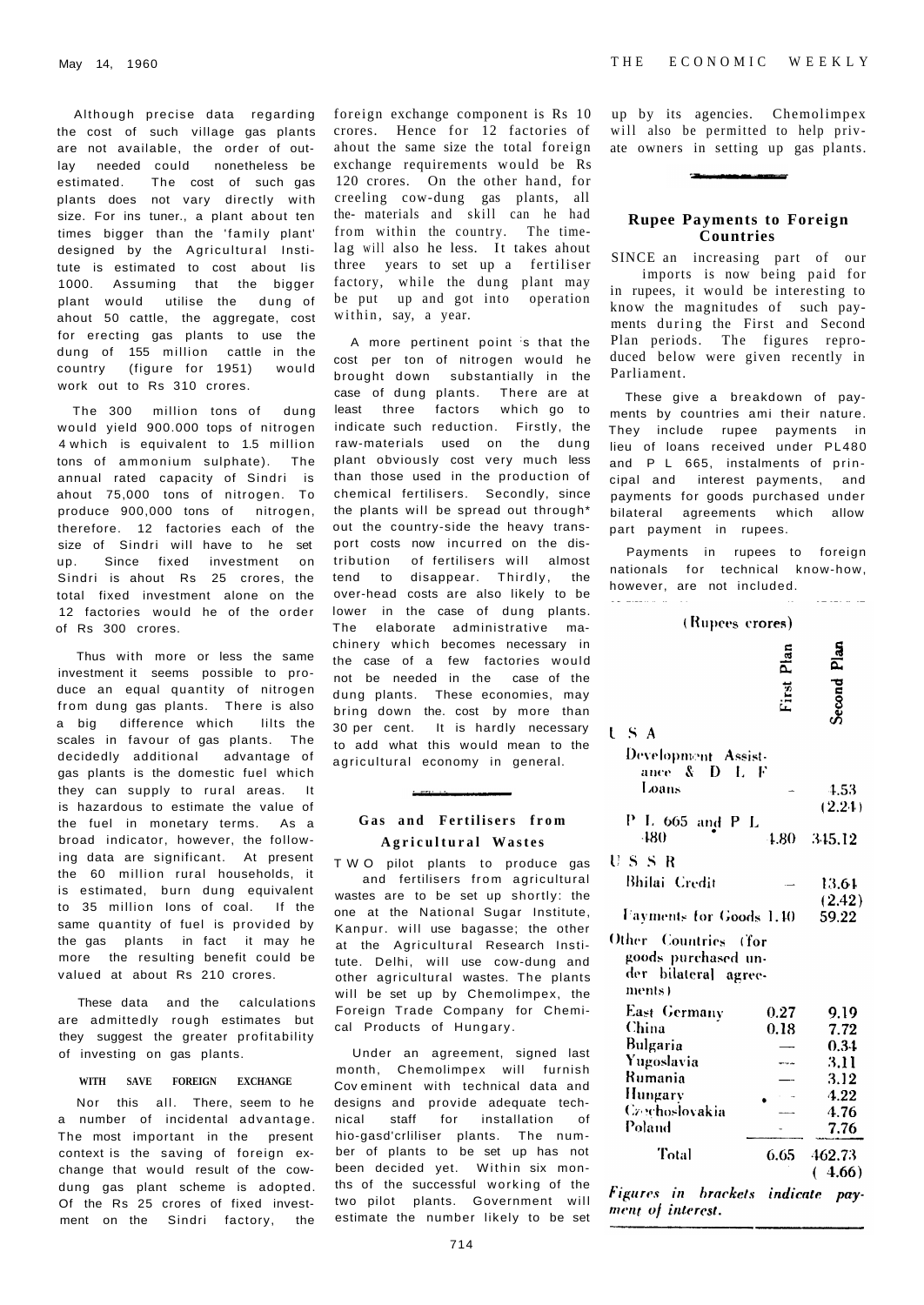Although precise data regarding the cost of such village gas plants are not available, the order of outlay needed could nonetheless be estimated. The cost of such gas plants does not vary directly with size. For ins tuner., a plant about ten times bigger than the 'family plant' designed by the Agricultural Institute is estimated to cost about lis 1000. Assuming that the bigger plant would utilise the dung of ahout 50 cattle, the aggregate, cost for erecting gas plants to use the dung of 155 million cattle in the country (figure for 1951) would work out to Rs 310 crores.

The 300 million tons of dung would yield 900.000 tops of nitrogen 4 which is equivalent to 1.5 million tons of ammonium sulphate). The annual rated capacity of Sindri is ahout 75,000 tons of nitrogen. To produce 900,000 tons of nitrogen, therefore. 12 factories each of the size of Sindri will have to he set up. Since fixed investment on Sindri is ahout Rs 25 crores, the total fixed investment alone on the 12 factories would he of the order of Rs 300 crores.

Thus with more or less the same investment it seems possible to produce an equal quantity of nitrogen from dung gas plants. There is also a big difference which lilts the scales in favour of gas plants. The decidedly additional advantage of gas plants is the domestic fuel which they can supply to rural areas. It is hazardous to estimate the value of the fuel in monetary terms. As a broad indicator, however, the following data are significant. At present the 60 million rural households, it is estimated, burn dung equivalent to 35 million lons of coal. If the same quantity of fuel is provided by the gas plants in fact it may he more the resulting benefit could be valued at about Rs 210 crores.

These data and the calculations are admittedly rough estimates but they suggest the greater profitability of investing on gas plants.

**WITH SAVE FOREIGN EXCHANGE**

Nor this all. There, seem to he a number of incidental advantage. The most important in the present context is the saving of foreign exchange that would result of the cow-dung gas plant scheme is adopted. Of the Rs 25 crores of fixed investment on the Sindri factory, the foreign exchange component is Rs 10 crores. Hence for 12 factories of ahout the same size the total foreign exchange requirements would be Rs 120 crores. On the other hand, for creeling cow-dung gas plants, all the- materials and skill can he had from within the country. The time-lag will also he less. It takes ahout three years to set up a fertiliser factory, while the dung plant may be put up and got into operation within, say, a year.

A more pertinent point is that the cost per ton of nitrogen would he brought down substantially in the case of dung plants. There are at least three factors which go to indicate such reduction. Firstly, the raw-materials used on the dung plant obviously cost very much less than those used in the production of chemical fertilisers. Secondly, since the plants will be spread out through\* out the country-side the heavy transport costs now incurred on the distribution of fertilisers will almost tend to disappear. Thirdly, the over-head costs are also likely to be lower in the case of dung plants. The elaborate administrative machinery which becomes necessary in the case of a few factories would not be needed in the case of the dung plants. These economies, may bring down the. cost by more than 30 per cent. It is hardly necessary to add what this would mean to the agricultural economy in general.

## Gas and Fertilisers from Agricultural Wastes

TWO pilot plants to produce gas and fertilisers from agricultural wastes are to be set up shortly: the one at the National Sugar Institute, Kanpur. will use bagasse; the other at the Agricultural Research Institute. Delhi, will use cow-dung and other agricultural wastes. The plants will be set up by Chemolimpex, the Foreign Trade Company for Chemical Products of Hungary.

Under an agreement, signed last month, Chemolimpex will furnish Cov eminent with technical data and designs and provide adequate technical staff for installation of hio-gasd'crliliser plants. The number of plants to be set up has not been decided yet. Within six months of the successful working of the two pilot plants. Government will estimate the number likely to be set up by its agencies. Chemolimpex will also be permitted to help private owners in setting up gas plants.

## Rupee Payments to Foreign Countries

SINCE an increasing part of our imports is now being paid for in rupees, it would be interesting to know the magnitudes of such payments during the First and Second Plan periods. The figures reproduced below were given recently in Parliament.

These give a breakdown of payments by countries ami their nature. They include rupee payments in lieu of loans received under PL480 and P L 665, instalments of principal and interest payments, and payments for goods purchased under bilateral agreements which allow part payment in rupees.

Payments in rupees to foreign nationals for technical know-how, however, are not included.

(Rupees crores)

| | First Plan | Second Plan |
|---|---|---|
| **U S A** | | |
| Development Assistance & D L F Loans | – | 4.53 (2.24) |
| P L 665 and P L 480 | 4.80 | 345.12 |
| **U S S R** | | |
| Bhilai Credit | – | 13.64 (2.42) |
| Payments for Goods | 1.40 | 59.22 |
| **Other Countries (for goods purchased under bilateral agreements)** | | |
| East Germany | 0.27 | 9.19 |
| China | 0.18 | 7.72 |
| Bulgaria | — | 0.34 |
| Yugoslavia | — | 3.11 |
| Rumania | — | 3.12 |
| Hungary | — | 4.22 |
| Czechoslovakia | — | 4.76 |
| Poland | — | 7.76 |
| Total | 6.65 | 462.73 (4.66) |

*Figures in brackets indicate payment of interest.*